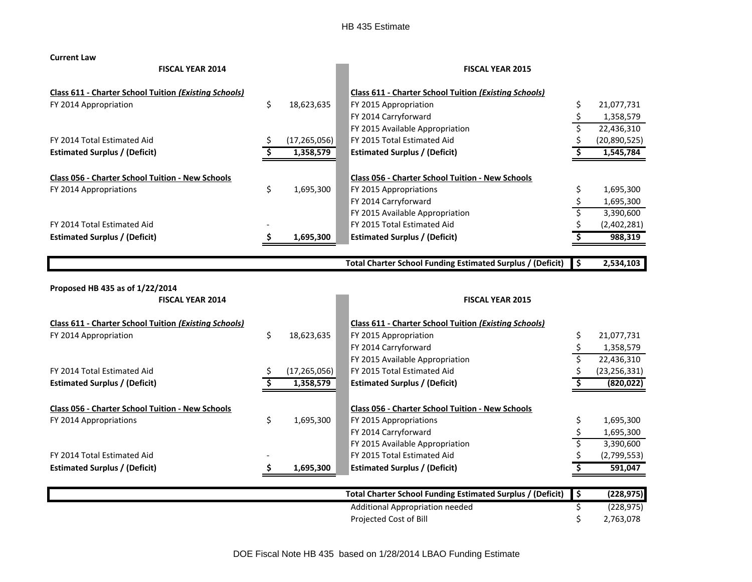# HB 435 Estimate

**Current Law**

| FISCAL YEAR 2014 | | FISCAL YEAR 2015 | |
|---|---|---|---|
| ***Class 611 - Charter School Tuition (Existing Schools)*** | | ***Class 611 - Charter School Tuition (Existing Schools)*** | |
| FY 2014 Appropriation | $ 18,623,635 | FY 2015 Appropriation | $ 21,077,731 |
| | | FY 2014 Carryforward | $ 1,358,579 |
| | | FY 2015 Available Appropriation | $ 22,436,310 |
| FY 2014 Total Estimated Aid | $ (17,265,056) | FY 2015 Total Estimated Aid | $ (20,890,525) |
| **Estimated Surplus / (Deficit)** | **$ 1,358,579** | **Estimated Surplus / (Deficit)** | **$ 1,545,784** |
| **Class 056 - Charter School Tuition - New Schools** | | **Class 056 - Charter School Tuition - New Schools** | |
| FY 2014 Appropriations | $ 1,695,300 | FY 2015 Appropriations | $ 1,695,300 |
| | | FY 2014 Carryforward | $ 1,695,300 |
| | | FY 2015 Available Appropriation | $ 3,390,600 |
| FY 2014 Total Estimated Aid | - | FY 2015 Total Estimated Aid | $ (2,402,281) |
| **Estimated Surplus / (Deficit)** | **$ 1,695,300** | **Estimated Surplus / (Deficit)** | **$ 988,319** |
| | | **Total Charter School Funding Estimated Surplus / (Deficit)** | **$ 2,534,103** |

**Proposed HB 435 as of 1/22/2014**

| FISCAL YEAR 2014 | | FISCAL YEAR 2015 | |
|---|---|---|---|
| ***Class 611 - Charter School Tuition (Existing Schools)*** | | ***Class 611 - Charter School Tuition (Existing Schools)*** | |
| FY 2014 Appropriation | $ 18,623,635 | FY 2015 Appropriation | $ 21,077,731 |
| | | FY 2014 Carryforward | $ 1,358,579 |
| | | FY 2015 Available Appropriation | $ 22,436,310 |
| FY 2014 Total Estimated Aid | $ (17,265,056) | FY 2015 Total Estimated Aid | $ (23,256,331) |
| **Estimated Surplus / (Deficit)** | **$ 1,358,579** | **Estimated Surplus / (Deficit)** | **$ (820,022)** |
| **Class 056 - Charter School Tuition - New Schools** | | **Class 056 - Charter School Tuition - New Schools** | |
| FY 2014 Appropriations | $ 1,695,300 | FY 2015 Appropriations | $ 1,695,300 |
| | | FY 2014 Carryforward | $ 1,695,300 |
| | | FY 2015 Available Appropriation | $ 3,390,600 |
| FY 2014 Total Estimated Aid | - | FY 2015 Total Estimated Aid | $ (2,799,553) |
| **Estimated Surplus / (Deficit)** | **$ 1,695,300** | **Estimated Surplus / (Deficit)** | **$ 591,047** |
| | | **Total Charter School Funding Estimated Surplus / (Deficit)** | **$ (228,975)** |
| | | Additional Appropriation needed | $ (228,975) |
| | | Projected Cost of Bill | $ 2,763,078 |

DOE Fiscal Note HB 435 based on 1/28/2014 LBAO Funding Estimate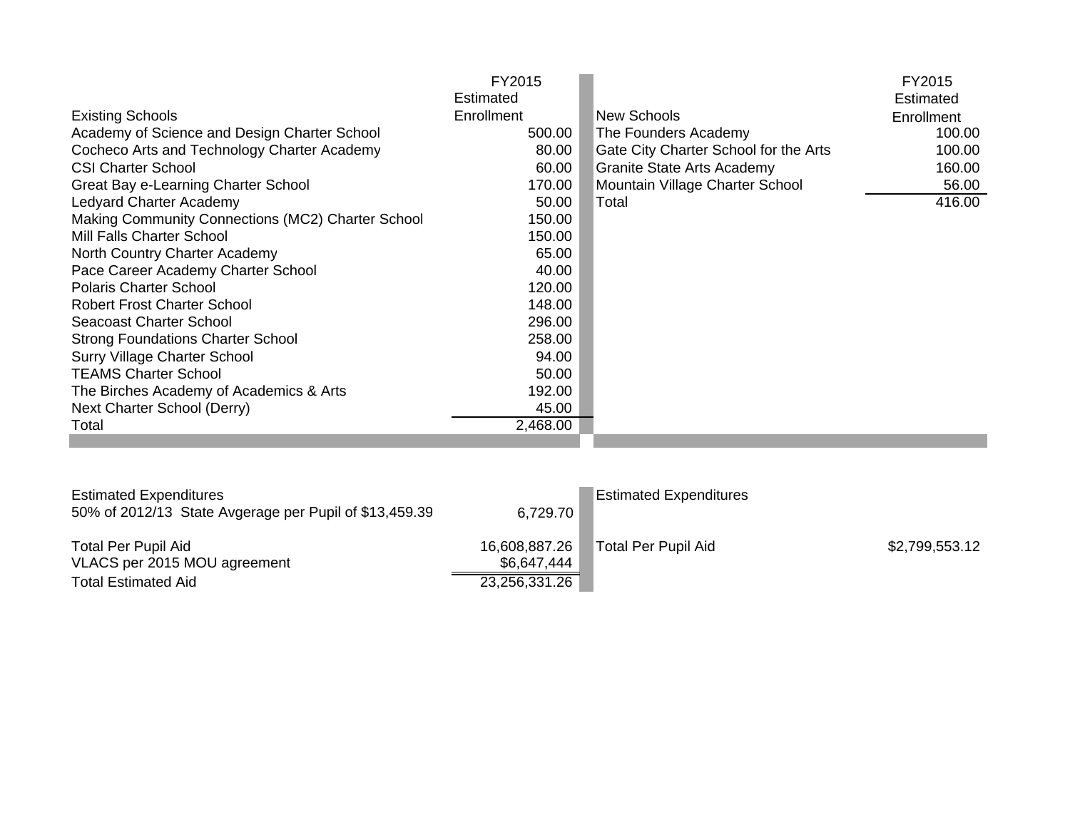| Existing Schools | FY2015 Estimated Enrollment |
| --- | --- |
| Academy of Science and Design Charter School | 500.00 |
| Cocheco Arts and Technology Charter Academy | 80.00 |
| CSI Charter School | 60.00 |
| Great Bay e-Learning Charter School | 170.00 |
| Ledyard Charter Academy | 50.00 |
| Making Community Connections (MC2) Charter School | 150.00 |
| Mill Falls Charter School | 150.00 |
| North Country Charter Academy | 65.00 |
| Pace Career Academy Charter School | 40.00 |
| Polaris Charter School | 120.00 |
| Robert Frost Charter School | 148.00 |
| Seacoast Charter School | 296.00 |
| Strong Foundations Charter School | 258.00 |
| Surry Village Charter School | 94.00 |
| TEAMS Charter School | 50.00 |
| The Birches Academy of Academics & Arts | 192.00 |
| Next Charter School (Derry) | 45.00 |
| Total | 2,468.00 |

| New Schools | FY2015 Estimated Enrollment |
| --- | --- |
| The Founders Academy | 100.00 |
| Gate City Charter School for the Arts | 100.00 |
| Granite State Arts Academy | 160.00 |
| Mountain Village Charter School | 56.00 |
| Total | 416.00 |

| Estimated Expenditures | |
| --- | --- |
| 50% of 2012/13 State Avgerage per Pupil of $13,459.39 | 6,729.70 |
| Total Per Pupil Aid | 16,608,887.26 |
| VLACS per 2015 MOU agreement | $6,647,444 |
| Total Estimated Aid | 23,256,331.26 |

| Estimated Expenditures | |
| --- | --- |
| Total Per Pupil Aid | $2,799,553.12 |